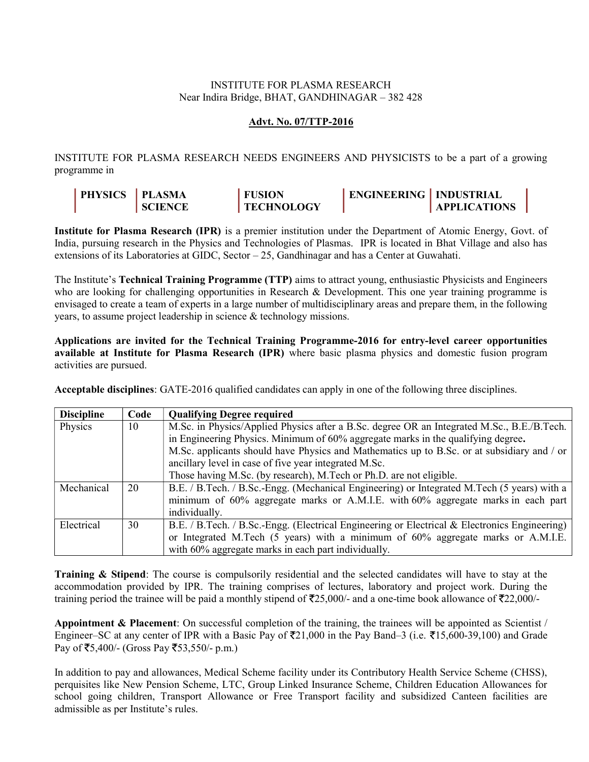INSTITUTE FOR PLASMA RESEARCH
Near Indira Bridge, BHAT, GANDHINAGAR – 382 428

**Advt. No. 07/TTP-2016**

INSTITUTE FOR PLASMA RESEARCH NEEDS ENGINEERS AND PHYSICISTS to be a part of a growing programme in

| **PHYSICS** | **PLASMA SCIENCE** | **FUSION TECHNOLOGY** | **ENGINEERING** | **INDUSTRIAL APPLICATIONS** |
|---|---|---|---|---|

**Institute for Plasma Research (IPR)** is a premier institution under the Department of Atomic Energy, Govt. of India, pursuing research in the Physics and Technologies of Plasmas. IPR is located in Bhat Village and also has extensions of its Laboratories at GIDC, Sector – 25, Gandhinagar and has a Center at Guwahati.

The Institute's **Technical Training Programme (TTP)** aims to attract young, enthusiastic Physicists and Engineers who are looking for challenging opportunities in Research & Development. This one year training programme is envisaged to create a team of experts in a large number of multidisciplinary areas and prepare them, in the following years, to assume project leadership in science & technology missions.

**Applications are invited for the Technical Training Programme-2016 for entry-level career opportunities available at Institute for Plasma Research (IPR)** where basic plasma physics and domestic fusion program activities are pursued.

**Acceptable disciplines**: GATE-2016 qualified candidates can apply in one of the following three disciplines.

| **Discipline** | **Code** | **Qualifying Degree required** |
|---|---|---|
| Physics | 10 | M.Sc. in Physics/Applied Physics after a B.Sc. degree OR an Integrated M.Sc., B.E./B.Tech. in Engineering Physics. Minimum of 60% aggregate marks in the qualifying degree**.** M.Sc. applicants should have Physics and Mathematics up to B.Sc. or at subsidiary and / or ancillary level in case of five year integrated M.Sc. Those having M.Sc. (by research), M.Tech or Ph.D. are not eligible. |
| Mechanical | 20 | B.E. / B.Tech. / B.Sc.-Engg. (Mechanical Engineering) or Integrated M.Tech (5 years) with a minimum of 60% aggregate marks or A.M.I.E. with 60% aggregate marks in each part individually. |
| Electrical | 30 | B.E. / B.Tech. / B.Sc.-Engg. (Electrical Engineering or Electrical & Electronics Engineering) or Integrated M.Tech (5 years) with a minimum of 60% aggregate marks or A.M.I.E with 60% aggregate marks in each part individually. |

**Training & Stipend**: The course is compulsorily residential and the selected candidates will have to stay at the accommodation provided by IPR. The training comprises of lectures, laboratory and project work. During the training period the trainee will be paid a monthly stipend of ₹25,000/- and a one-time book allowance of ₹22,000/-

**Appointment & Placement**: On successful completion of the training, the trainees will be appointed as Scientist / Engineer–SC at any center of IPR with a Basic Pay of ₹21,000 in the Pay Band–3 (i.e. ₹15,600-39,100) and Grade Pay of ₹5,400/- (Gross Pay ₹53,550/- p.m.)

In addition to pay and allowances, Medical Scheme facility under its Contributory Health Service Scheme (CHSS), perquisites like New Pension Scheme, LTC, Group Linked Insurance Scheme, Children Education Allowances for school going children, Transport Allowance or Free Transport facility and subsidized Canteen facilities are admissible as per Institute's rules.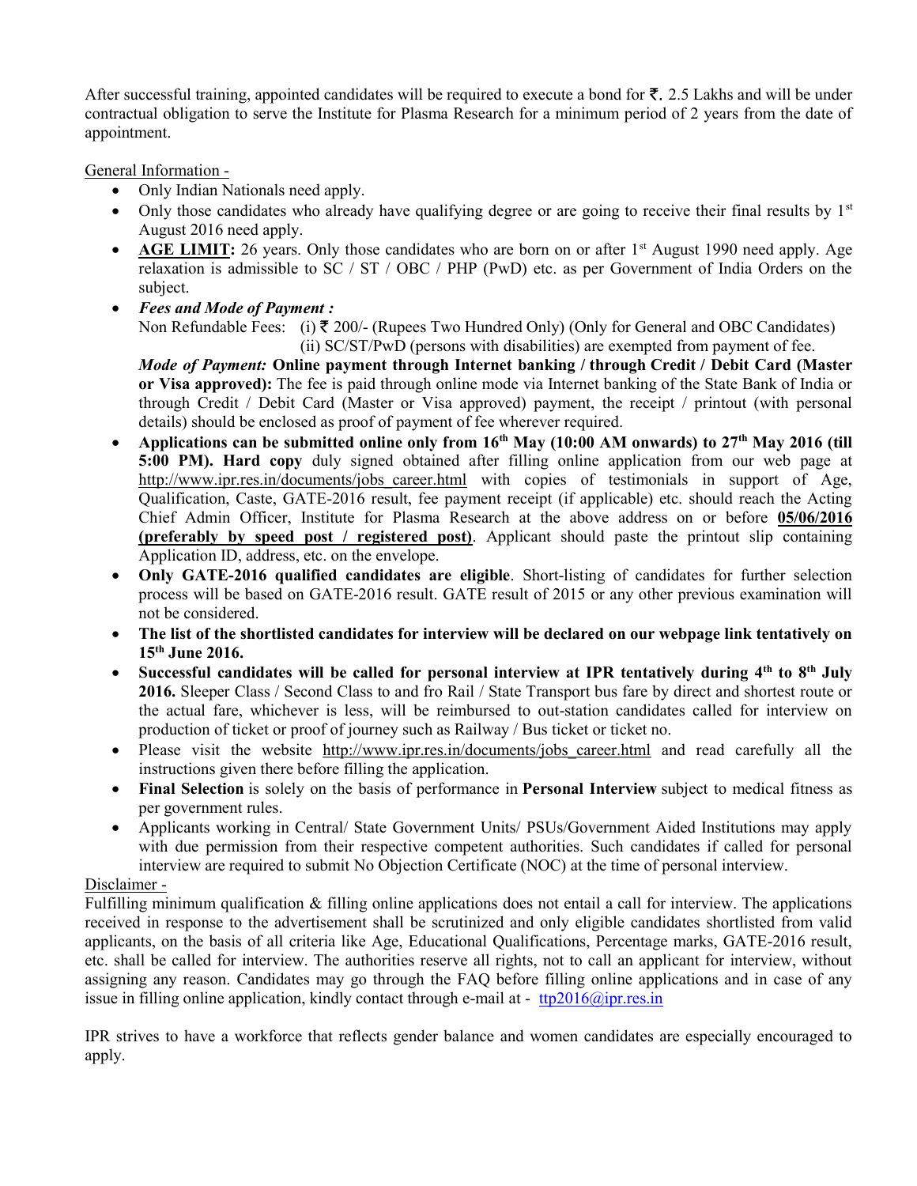After successful training, appointed candidates will be required to execute a bond for ₹. 2.5 Lakhs and will be under contractual obligation to serve the Institute for Plasma Research for a minimum period of 2 years from the date of appointment.

General Information -

- Only Indian Nationals need apply.
- Only those candidates who already have qualifying degree or are going to receive their final results by 1st August 2016 need apply.
- **AGE LIMIT:** 26 years. Only those candidates who are born on or after 1st August 1990 need apply. Age relaxation is admissible to SC / ST / OBC / PHP (PwD) etc. as per Government of India Orders on the subject.
- ***Fees and Mode of Payment :***
  Non Refundable Fees: (i) ₹ 200/- (Rupees Two Hundred Only) (Only for General and OBC Candidates)
  (ii) SC/ST/PwD (persons with disabilities) are exempted from payment of fee.
  ***Mode of Payment:*** **Online payment through Internet banking / through Credit / Debit Card (Master or Visa approved):** The fee is paid through online mode via Internet banking of the State Bank of India or through Credit / Debit Card (Master or Visa approved) payment, the receipt / printout (with personal details) should be enclosed as proof of payment of fee wherever required.
- **Applications can be submitted online only from 16th May (10:00 AM onwards) to 27th May 2016 (till 5:00 PM). Hard copy** duly signed obtained after filling online application from our web page at http://www.ipr.res.in/documents/jobs_career.html with copies of testimonials in support of Age, Qualification, Caste, GATE-2016 result, fee payment receipt (if applicable) etc. should reach the Acting Chief Admin Officer, Institute for Plasma Research at the above address on or before **05/06/2016 (preferably by speed post / registered post)**. Applicant should paste the printout slip containing Application ID, address, etc. on the envelope.
- **Only GATE-2016 qualified candidates are eligible**. Short-listing of candidates for further selection process will be based on GATE-2016 result. GATE result of 2015 or any other previous examination will not be considered.
- **The list of the shortlisted candidates for interview will be declared on our webpage link tentatively on 15th June 2016.**
- **Successful candidates will be called for personal interview at IPR tentatively during 4th to 8th July 2016.** Sleeper Class / Second Class to and fro Rail / State Transport bus fare by direct and shortest route or the actual fare, whichever is less, will be reimbursed to out-station candidates called for interview on production of ticket or proof of journey such as Railway / Bus ticket or ticket no.
- Please visit the website http://www.ipr.res.in/documents/jobs_career.html and read carefully all the instructions given there before filling the application.
- **Final Selection** is solely on the basis of performance in **Personal Interview** subject to medical fitness as per government rules.
- Applicants working in Central/ State Government Units/ PSUs/Government Aided Institutions may apply with due permission from their respective competent authorities. Such candidates if called for personal interview are required to submit No Objection Certificate (NOC) at the time of personal interview.

Disclaimer -

Fulfilling minimum qualification & filling online applications does not entail a call for interview. The applications received in response to the advertisement shall be scrutinized and only eligible candidates shortlisted from valid applicants, on the basis of all criteria like Age, Educational Qualifications, Percentage marks, GATE-2016 result, etc. shall be called for interview. The authorities reserve all rights, not to call an applicant for interview, without assigning any reason. Candidates may go through the FAQ before filling online applications and in case of any issue in filling online application, kindly contact through e-mail at - ttp2016@ipr.res.in

IPR strives to have a workforce that reflects gender balance and women candidates are especially encouraged to apply.